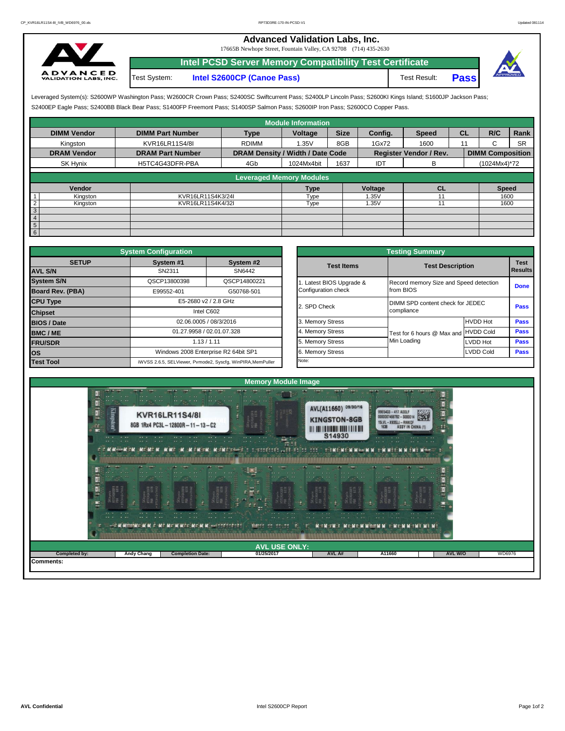# Advanced Validation Labs, Inc.

17665B Newhope Street, Fountain Valley, CA 92708 (714) 435-2630

## Intel PCSD Server Memory Compatibility Test Certificate

Test System: **Intel S2600CP (Canoe Pass)** Test Result: **Pass**

Leveraged System(s): S2600WP Washington Pass; W2600CR Crown Pass; S2400SC Swiftcurrent Pass; S2400LP Lincoln Pass; S2600KI Kings Island; S1600JP Jackson Pass; S2400EP Eagle Pass; S2400BB Black Bear Pass; S1400FP Freemont Pass; S1400SP Salmon Pass; S2600IP Iron Pass; S2600CO Copper Pass.

### Module Information

| DIMM Vendor | DIMM Part Number | Type | Voltage | Size | Config. | Speed | CL | R/C | Rank |
|---|---|---|---|---|---|---|---|---|---|
| Kingston | KVR16LR11S4/8I | RDIMM | 1.35V | 8GB | 1Gx72 | 1600 | 11 | C | SR |
| **DRAM Vendor** | **DRAM Part Number** | **DRAM Density / Width / Date Code** | | | **Register Vendor / Rev.** | | **DIMM Composition** | | |
| SK Hynix | H5TC4G43DFR-PBA | 4Gb | 1024Mx4bit | 1637 | IDT | B | (1024Mx4)*72 | | |

### Leveraged Memory Modules

| | Vendor | | Type | Voltage | CL | Speed |
|---|---|---|---|---|---|---|
| 1 | Kingston | KVR16LR11S4K3/24I | Type | 1.35V | 11 | 1600 |
| 2 | Kingston | KVR16LR11S4K4/32I | Type | 1.35V | 11 | 1600 |
| 3 | | | | | | |
| 4 | | | | | | |
| 5 | | | | | | |
| 6 | | | | | | |

### System Configuration

| SETUP | System #1 | System #2 |
|---|---|---|
| AVL S/N | SN2311 | SN6442 |
| System S/N | QSCP13800398 | QSCP14800221 |
| Board Rev. (PBA) | E99552-401 | G50768-501 |
| CPU Type | E5-2680 v2 / 2.8 GHz | |
| Chipset | Intel C602 | |
| BIOS / Date | 02.06.0005 / 08/3/2016 | |
| BMC / ME | 01.27.9958 / 02.01.07.328 | |
| FRU/SDR | 1.13 / 1.11 | |
| OS | Windows 2008 Enterprise R2 64bit SP1 | |
| Test Tool | iWVSS 2.6.5, SELViewer, Pvmode2, Syscfg, WinPIRA,MemPuller | |

### Testing Summary

| Test Items | Test Description | | Test Results |
|---|---|---|---|
| 1. Latest BIOS Upgrade & Configuration check | Record memory Size and Speed detection from BIOS | | Done |
| 2. SPD Check | DIMM SPD content check for JEDEC compliance | | Pass |
| 3. Memory Stress | Test for 6 hours @ Max and Min Loading | HVDD Hot | Pass |
| 4. Memory Stress | | HVDD Cold | Pass |
| 5. Memory Stress | | LVDD Hot | Pass |
| 6. Memory Stress | | LVDD Cold | Pass |
| Note: | | | |

### Memory Module Image

### AVL USE ONLY:

| Completed by: | Andy Chang | Completion Date: | 01/25/2017 | AVL A# | A11660 | AVL W/O | WD6976 |
|---|---|---|---|---|---|---|---|

Comments: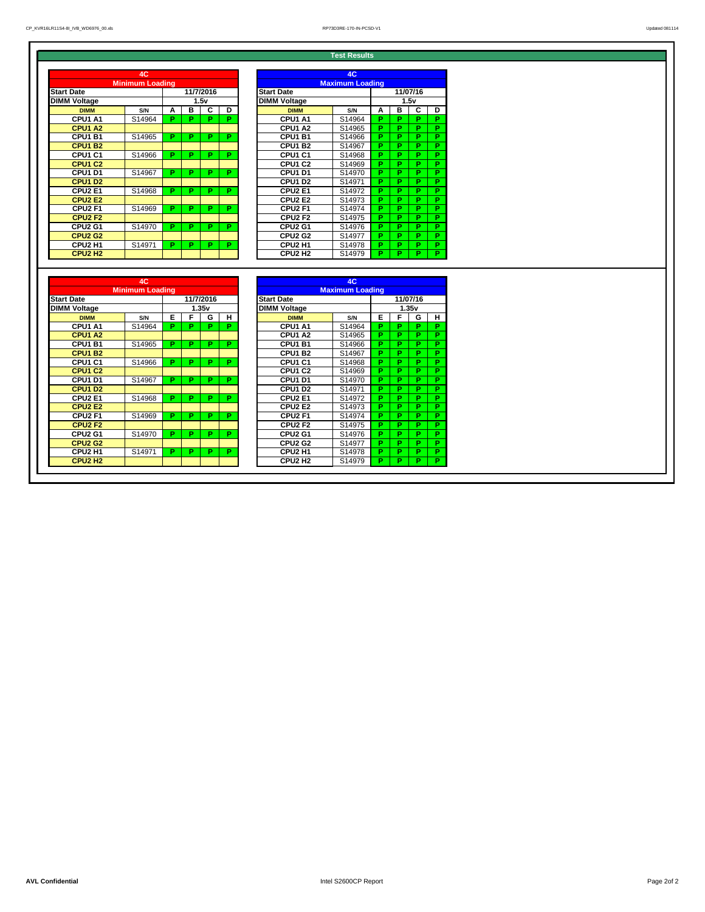## Test Results

| 4C Minimum Loading | | | | | |
|---|---|---|---|---|---|
| Start Date | | 11/7/2016 | | | |
| DIMM Voltage | | 1.5v | | | |
| DIMM | S/N | A | B | C | D |
| CPU1 A1 | S14964 | P | P | P | P |
| CPU1 A2 | | | | | |
| CPU1 B1 | S14965 | P | P | P | P |
| CPU1 B2 | | | | | |
| CPU1 C1 | S14966 | P | P | P | P |
| CPU1 C2 | | | | | |
| CPU1 D1 | S14967 | P | P | P | P |
| CPU1 D2 | | | | | |
| CPU2 E1 | S14968 | P | P | P | P |
| CPU2 E2 | | | | | |
| CPU2 F1 | S14969 | P | P | P | P |
| CPU2 F2 | | | | | |
| CPU2 G1 | S14970 | P | P | P | P |
| CPU2 G2 | | | | | |
| CPU2 H1 | S14971 | P | P | P | P |
| CPU2 H2 | | | | | |

| 4C Maximum Loading | | | | | |
|---|---|---|---|---|---|
| Start Date | | 11/07/16 | | | |
| DIMM Voltage | | 1.5v | | | |
| DIMM | S/N | A | B | C | D |
| CPU1 A1 | S14964 | P | P | P | P |
| CPU1 A2 | S14965 | P | P | P | P |
| CPU1 B1 | S14966 | P | P | P | P |
| CPU1 B2 | S14967 | P | P | P | P |
| CPU1 C1 | S14968 | P | P | P | P |
| CPU1 C2 | S14969 | P | P | P | P |
| CPU1 D1 | S14970 | P | P | P | P |
| CPU1 D2 | S14971 | P | P | P | P |
| CPU2 E1 | S14972 | P | P | P | P |
| CPU2 E2 | S14973 | P | P | P | P |
| CPU2 F1 | S14974 | P | P | P | P |
| CPU2 F2 | S14975 | P | P | P | P |
| CPU2 G1 | S14976 | P | P | P | P |
| CPU2 G2 | S14977 | P | P | P | P |
| CPU2 H1 | S14978 | P | P | P | P |
| CPU2 H2 | S14979 | P | P | P | P |

| 4C Minimum Loading | | | | | |
|---|---|---|---|---|---|
| Start Date | | 11/7/2016 | | | |
| DIMM Voltage | | 1.35v | | | |
| DIMM | S/N | E | F | G | H |
| CPU1 A1 | S14964 | P | P | P | P |
| CPU1 A2 | | | | | |
| CPU1 B1 | S14965 | P | P | P | P |
| CPU1 B2 | | | | | |
| CPU1 C1 | S14966 | P | P | P | P |
| CPU1 C2 | | | | | |
| CPU1 D1 | S14967 | P | P | P | P |
| CPU1 D2 | | | | | |
| CPU2 E1 | S14968 | P | P | P | P |
| CPU2 E2 | | | | | |
| CPU2 F1 | S14969 | P | P | P | P |
| CPU2 F2 | | | | | |
| CPU2 G1 | S14970 | P | P | P | P |
| CPU2 G2 | | | | | |
| CPU2 H1 | S14971 | P | P | P | P |
| CPU2 H2 | | | | | |

| 4C Maximum Loading | | | | | |
|---|---|---|---|---|---|
| Start Date | | 11/07/16 | | | |
| DIMM Voltage | | 1.35v | | | |
| DIMM | S/N | E | F | G | H |
| CPU1 A1 | S14964 | P | P | P | P |
| CPU1 A2 | S14965 | P | P | P | P |
| CPU1 B1 | S14966 | P | P | P | P |
| CPU1 B2 | S14967 | P | P | P | P |
| CPU1 C1 | S14968 | P | P | P | P |
| CPU1 C2 | S14969 | P | P | P | P |
| CPU1 D1 | S14970 | P | P | P | P |
| CPU1 D2 | S14971 | P | P | P | P |
| CPU2 E1 | S14972 | P | P | P | P |
| CPU2 E2 | S14973 | P | P | P | P |
| CPU2 F1 | S14974 | P | P | P | P |
| CPU2 F2 | S14975 | P | P | P | P |
| CPU2 G1 | S14976 | P | P | P | P |
| CPU2 G2 | S14977 | P | P | P | P |
| CPU2 H1 | S14978 | P | P | P | P |
| CPU2 H2 | S14979 | P | P | P | P |